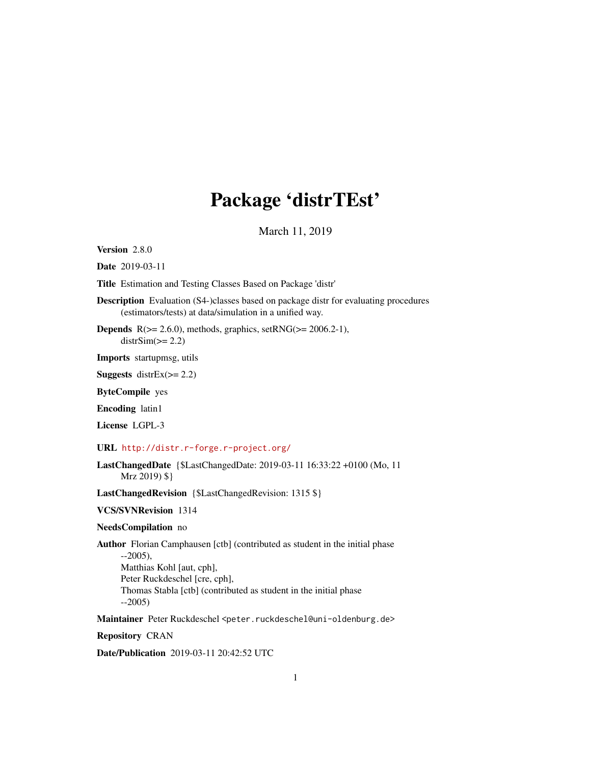# Package 'distrTEst'

March 11, 2019

**Version** 2.8.0

**Date** 2019-03-11

**Title** Estimation and Testing Classes Based on Package 'distr'

**Description** Evaluation (S4-)classes based on package distr for evaluating procedures (estimators/tests) at data/simulation in a unified way.

**Depends** R(>= 2.6.0), methods, graphics, setRNG(>= 2006.2-1), distrSim(>= 2.2)

**Imports** startupmsg, utils

**Suggests** distrEx(>= 2.2)

**ByteCompile** yes

**Encoding** latin1

**License** LGPL-3

**URL** http://distr.r-forge.r-project.org/

**LastChangedDate** {$LastChangedDate: 2019-03-11 16:33:22 +0100 (Mo, 11 Mrz 2019) $}

**LastChangedRevision** {$LastChangedRevision: 1315 $}

**VCS/SVNRevision** 1314

**NeedsCompilation** no

**Author** Florian Camphausen [ctb] (contributed as student in the initial phase --2005),
Matthias Kohl [aut, cph],
Peter Ruckdeschel [cre, cph],
Thomas Stabla [ctb] (contributed as student in the initial phase --2005)

**Maintainer** Peter Ruckdeschel <peter.ruckdeschel@uni-oldenburg.de>

**Repository** CRAN

**Date/Publication** 2019-03-11 20:42:52 UTC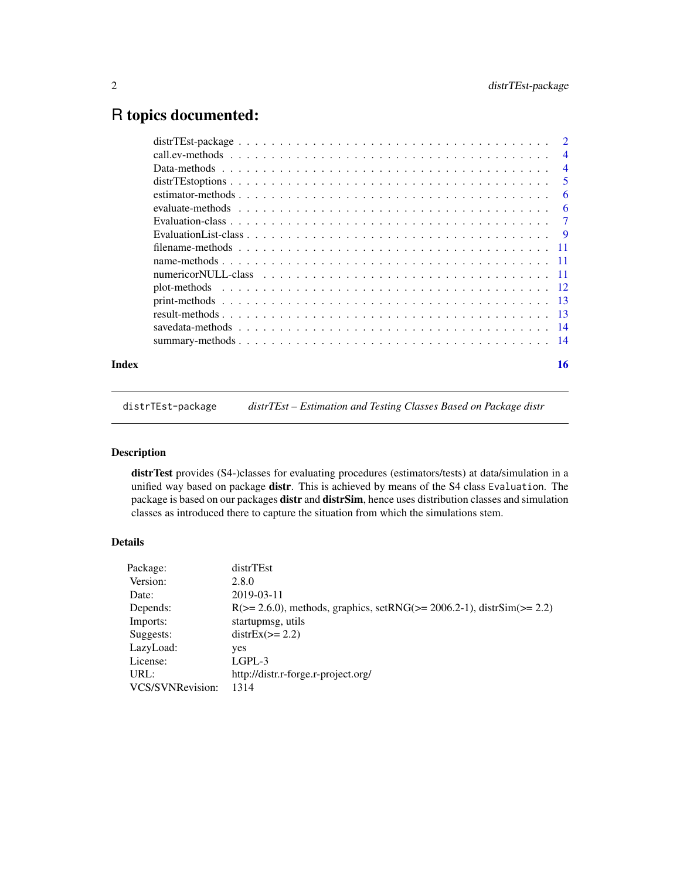# R topics documented:

| | |
|---|---|
| distrTEst-package | 2 |
| call.ev-methods | 4 |
| Data-methods | 4 |
| distrTEstoptions | 5 |
| estimator-methods | 6 |
| evaluate-methods | 6 |
| Evaluation-class | 7 |
| EvaluationList-class | 9 |
| filename-methods | 11 |
| name-methods | 11 |
| numericorNULL-class | 11 |
| plot-methods | 12 |
| print-methods | 13 |
| result-methods | 13 |
| savedata-methods | 14 |
| summary-methods | 14 |

**Index** **16**

---

distrTEst-package *distrTEst – Estimation and Testing Classes Based on Package distr*

---

## Description

**distrTest** provides (S4-)classes for evaluating procedures (estimators/tests) at data/simulation in a unified way based on package **distr**. This is achieved by means of the S4 class `Evaluation`. The package is based on our packages **distr** and **distrSim**, hence uses distribution classes and simulation classes as introduced there to capture the situation from which the simulations stem.

## Details

| | |
|---|---|
| Package: | distrTEst |
| Version: | 2.8.0 |
| Date: | 2019-03-11 |
| Depends: | R(>= 2.6.0), methods, graphics, setRNG(>= 2006.2-1), distrSim(>= 2.2) |
| Imports: | startupmsg, utils |
| Suggests: | distrEx(>= 2.2) |
| LazyLoad: | yes |
| License: | LGPL-3 |
| URL: | http://distr.r-forge.r-project.org/ |
| VCS/SVNRevision: | 1314 |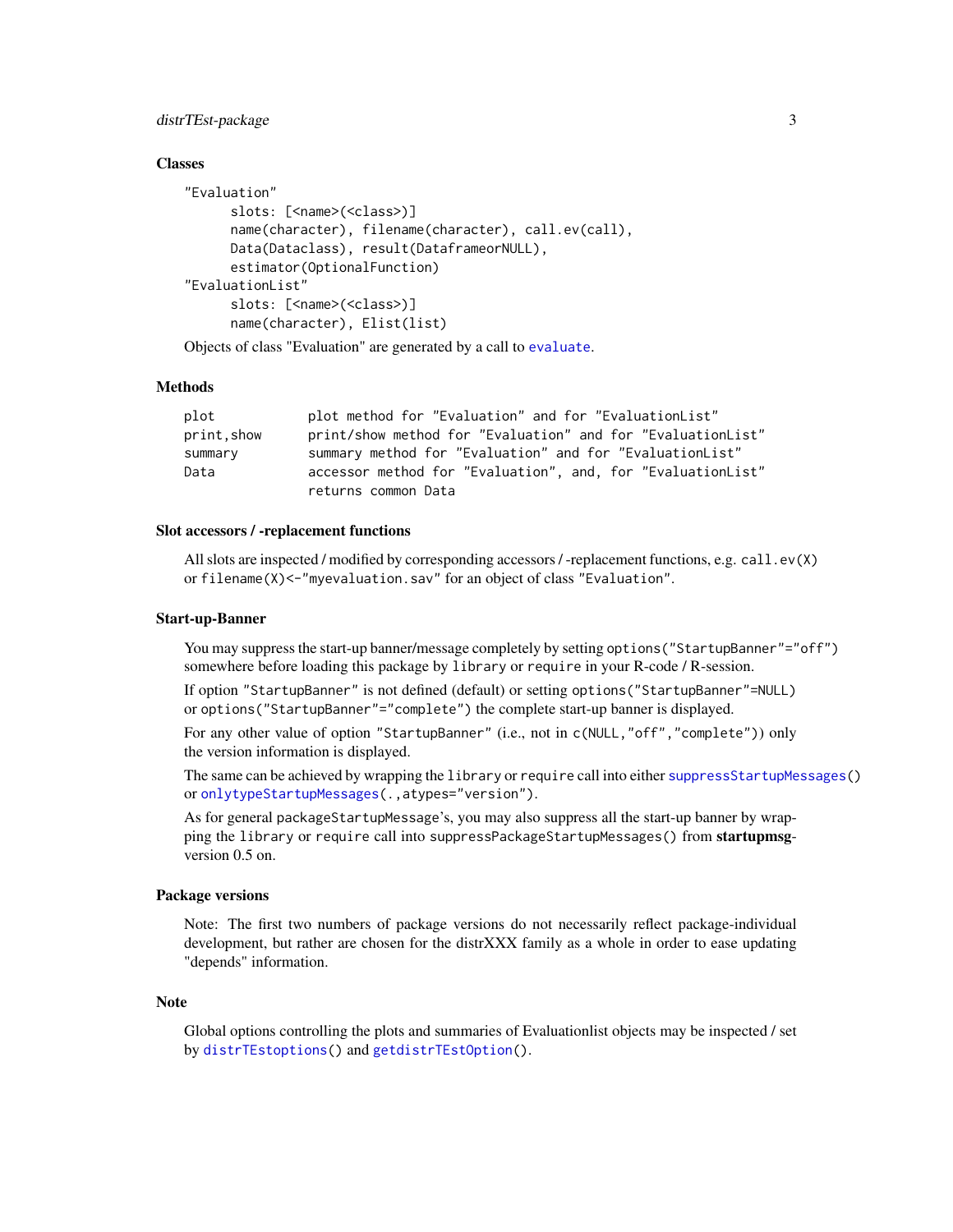## Classes

```
"Evaluation"
      slots: [<name>(<class>)]
      name(character), filename(character), call.ev(call),
      Data(Dataclass), result(DataframeorNULL),
      estimator(OptionalFunction)
"EvaluationList"
      slots: [<name>(<class>)]
      name(character), Elist(list)
```

Objects of class "Evaluation" are generated by a call to `evaluate`.

## Methods

| | |
|---|---|
| `plot` | plot method for "Evaluation" and for "EvaluationList" |
| `print,show` | print/show method for "Evaluation" and for "EvaluationList" |
| `summary` | summary method for "Evaluation" and for "EvaluationList" |
| `Data` | accessor method for "Evaluation", and, for "EvaluationList" returns common Data |

## Slot accessors / -replacement functions

All slots are inspected / modified by corresponding accessors / -replacement functions, e.g. `call.ev(X)` or `filename(X)<-"myevaluation.sav"` for an object of class `"Evaluation"`.

## Start-up-Banner

You may suppress the start-up banner/message completely by setting `options("StartupBanner"="off")` somewhere before loading this package by `library` or `require` in your R-code / R-session.

If option `"StartupBanner"` is not defined (default) or setting `options("StartupBanner"=NULL)` or `options("StartupBanner"="complete")` the complete start-up banner is displayed.

For any other value of option `"StartupBanner"` (i.e., not in `c(NULL,"off","complete")`) only the version information is displayed.

The same can be achieved by wrapping the `library` or `require` call into either `suppressStartupMessages()` or `onlytypeStartupMessages(.,atypes="version")`.

As for general `packageStartupMessage`'s, you may also suppress all the start-up banner by wrapping the `library` or `require` call into `suppressPackageStartupMessages()` from **startupmsg**-version 0.5 on.

## Package versions

Note: The first two numbers of package versions do not necessarily reflect package-individual development, but rather are chosen for the distrXXX family as a whole in order to ease updating "depends" information.

## Note

Global options controlling the plots and summaries of Evaluationlist objects may be inspected / set by `distrTEstoptions()` and `getdistrTEstOption()`.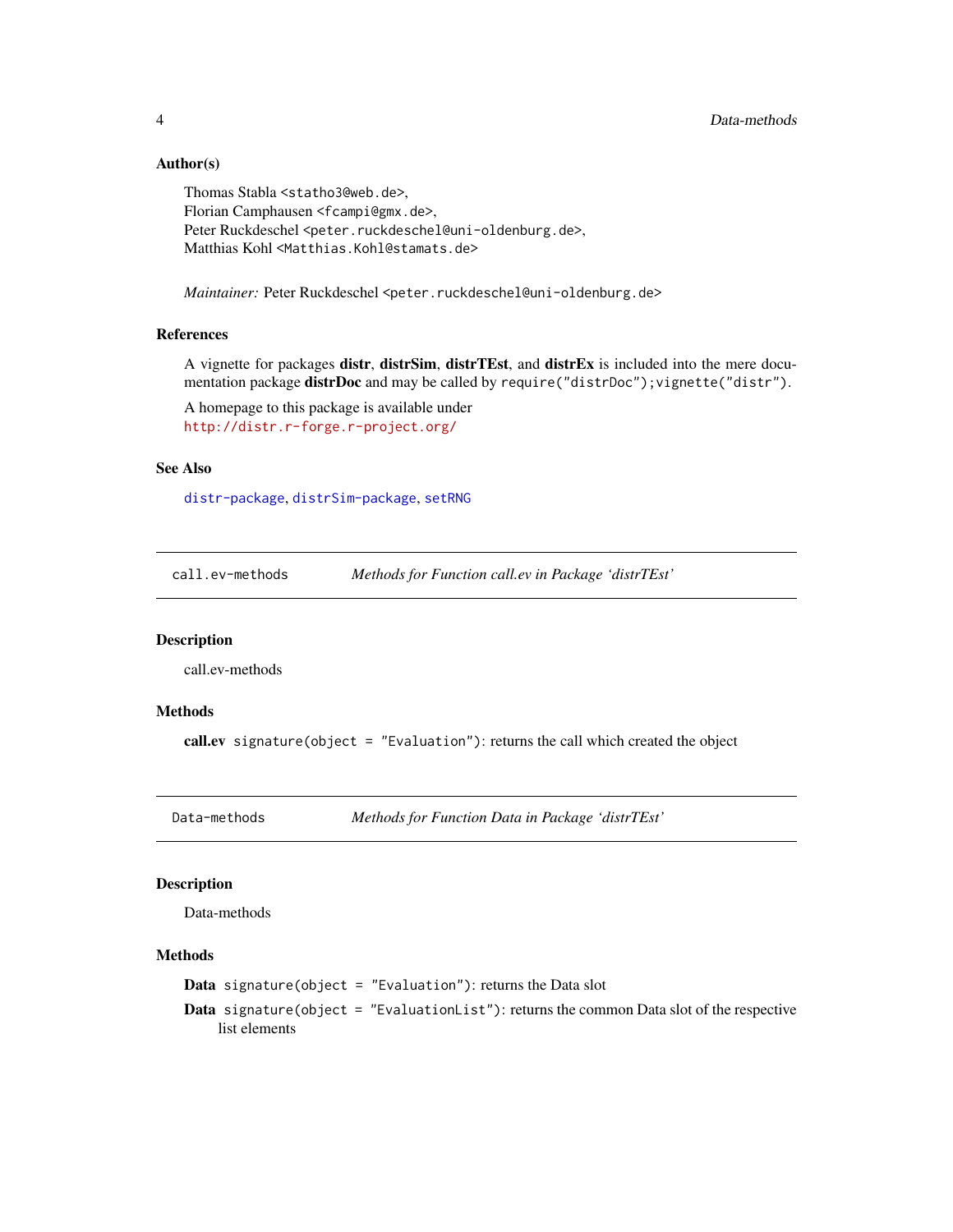### Author(s)

Thomas Stabla <statho3@web.de>,
Florian Camphausen <fcampi@gmx.de>,
Peter Ruckdeschel <peter.ruckdeschel@uni-oldenburg.de>,
Matthias Kohl <Matthias.Kohl@stamats.de>

*Maintainer:* Peter Ruckdeschel <peter.ruckdeschel@uni-oldenburg.de>

### References

A vignette for packages **distr**, **distrSim**, **distrTEst**, and **distrEx** is included into the mere documentation package **distrDoc** and may be called by `require("distrDoc");vignette("distr")`.

A homepage to this package is available under
http://distr.r-forge.r-project.org/

### See Also

distr-package, distrSim-package, setRNG

---

## call.ev-methods — *Methods for Function call.ev in Package 'distrTEst'*

### Description

call.ev-methods

### Methods

**call.ev** `signature(object = "Evaluation")`: returns the call which created the object

---

## Data-methods — *Methods for Function Data in Package 'distrTEst'*

### Description

Data-methods

### Methods

**Data** `signature(object = "Evaluation")`: returns the Data slot

**Data** `signature(object = "EvaluationList")`: returns the common Data slot of the respective list elements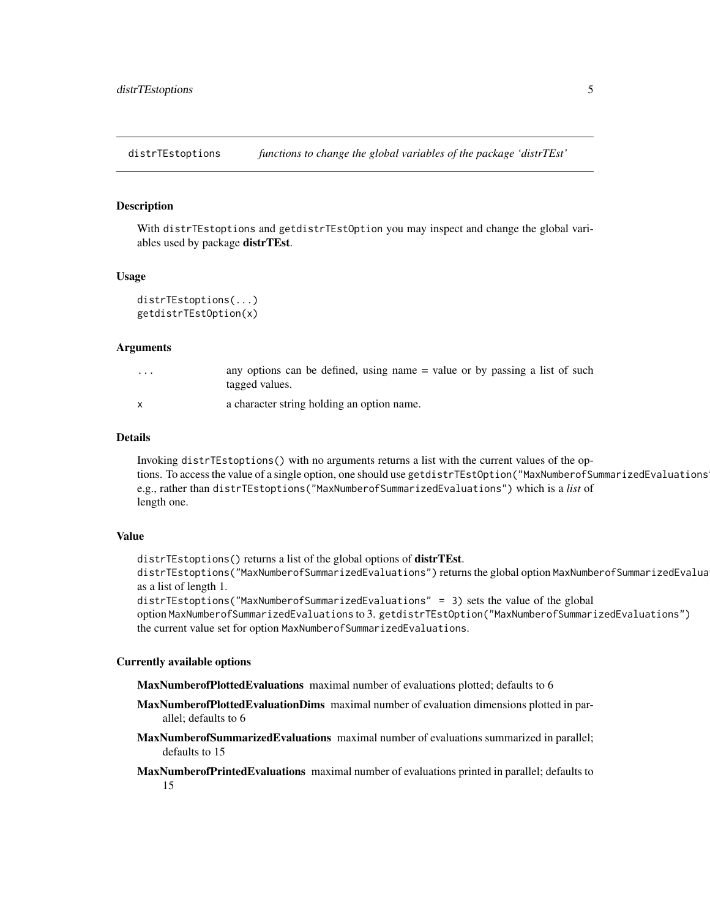## distrTEstoptions — *functions to change the global variables of the package 'distrTEst'*

### Description

With `distrTEstoptions` and `getdistrTEstOption` you may inspect and change the global variables used by package **distrTEst**.

### Usage

```
distrTEstoptions(...)
getdistrTEstOption(x)
```

### Arguments

| | |
|---|---|
| `...` | any options can be defined, using name = value or by passing a list of such tagged values. |
| `x` | a character string holding an option name. |

### Details

Invoking `distrTEstoptions()` with no arguments returns a list with the current values of the options. To access the value of a single option, one should use `getdistrTEstOption("MaxNumberofSummarizedEvaluations")`, e.g., rather than `distrTEstoptions("MaxNumberofSummarizedEvaluations")` which is a *list* of length one.

### Value

`distrTEstoptions()` returns a list of the global options of **distrTEst**.
`distrTEstoptions("MaxNumberofSummarizedEvaluations")` returns the global option `MaxNumberofSummarizedEvaluations` as a list of length 1.
`distrTEstoptions("MaxNumberofSummarizedEvaluations" = 3)` sets the value of the global option `MaxNumberofSummarizedEvaluations` to 3. `getdistrTEstOption("MaxNumberofSummarizedEvaluations")` the current value set for option `MaxNumberofSummarizedEvaluations`.

### Currently available options

- **MaxNumberofPlottedEvaluations** maximal number of evaluations plotted; defaults to 6
- **MaxNumberofPlottedEvaluationDims** maximal number of evaluation dimensions plotted in parallel; defaults to 6
- **MaxNumberofSummarizedEvaluations** maximal number of evaluations summarized in parallel; defaults to 15
- **MaxNumberofPrintedEvaluations** maximal number of evaluations printed in parallel; defaults to 15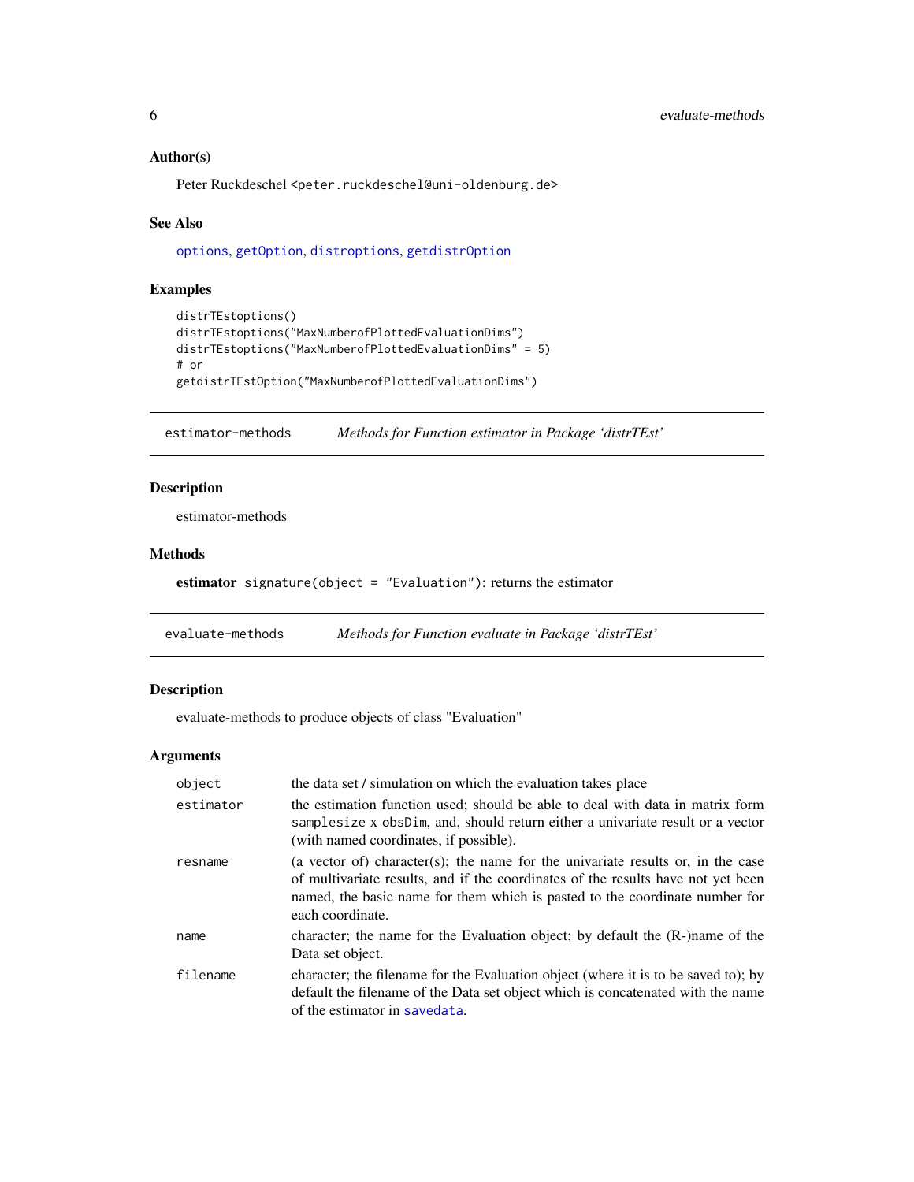### Author(s)

Peter Ruckdeschel <peter.ruckdeschel@uni-oldenburg.de>

### See Also

options, getOption, distroptions, getdistrOption

### Examples

```
distrTEstoptions()
distrTEstoptions("MaxNumberofPlottedEvaluationDims")
distrTEstoptions("MaxNumberofPlottedEvaluationDims" = 5)
# or
getdistrTEstOption("MaxNumberofPlottedEvaluationDims")
```

---

## estimator-methods — *Methods for Function estimator in Package 'distrTEst'*

### Description

estimator-methods

### Methods

**estimator** `signature(object = "Evaluation")`: returns the estimator

---

## evaluate-methods — *Methods for Function evaluate in Package 'distrTEst'*

### Description

evaluate-methods to produce objects of class "Evaluation"

### Arguments

| | |
|---|---|
| `object` | the data set / simulation on which the evaluation takes place |
| `estimator` | the estimation function used; should be able to deal with data in matrix form `samplesize x obsDim`, and, should return either a univariate result or a vector (with named coordinates, if possible). |
| `resname` | (a vector of) character(s); the name for the univariate results or, in the case of multivariate results, and if the coordinates of the results have not yet been named, the basic name for them which is pasted to the coordinate number for each coordinate. |
| `name` | character; the name for the Evaluation object; by default the (R-)name of the Data set object. |
| `filename` | character; the filename for the Evaluation object (where it is to be saved to); by default the filename of the Data set object which is concatenated with the name of the estimator in `savedata`. |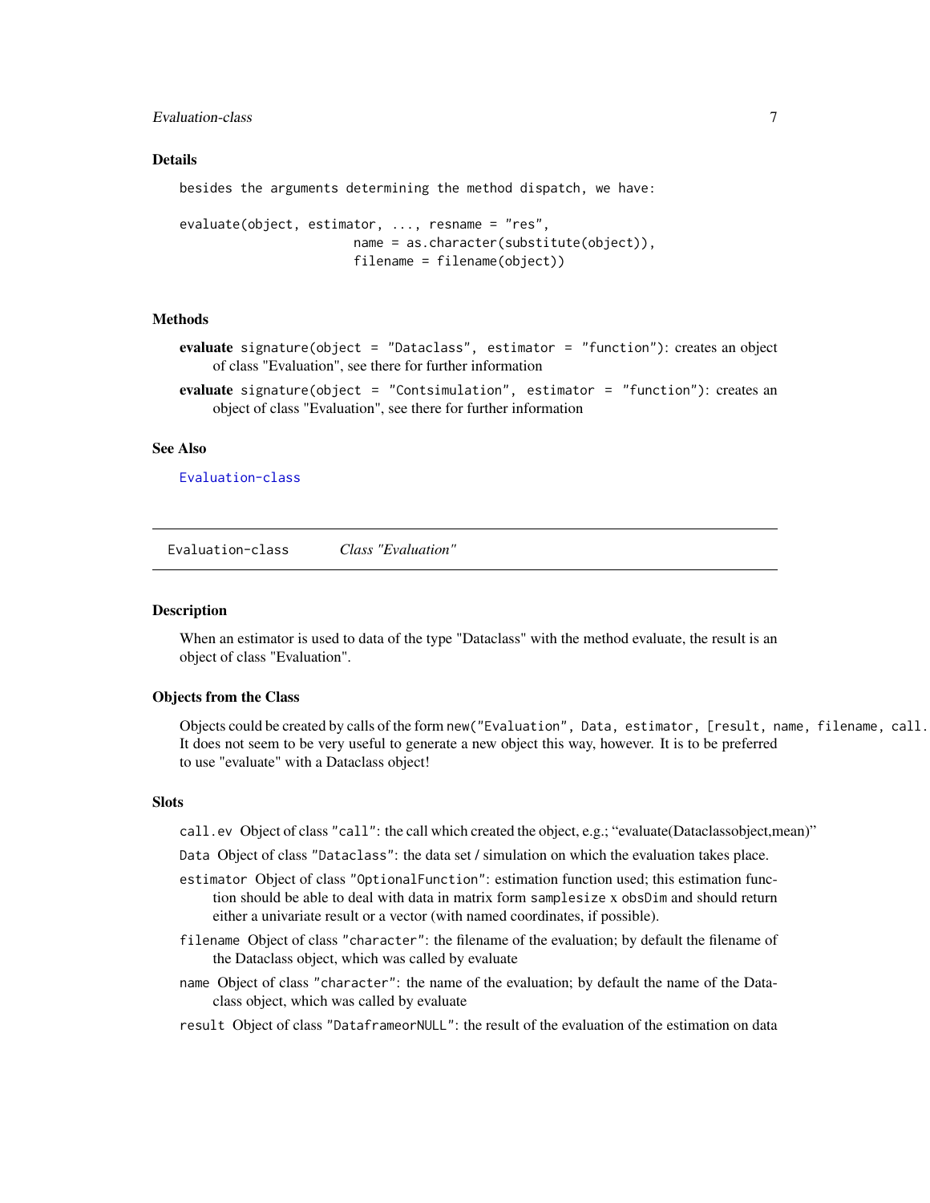### Details

besides the arguments determining the method dispatch, we have:

```
evaluate(object, estimator, ..., resname = "res",
                        name = as.character(substitute(object)),
                        filename = filename(object))
```

### Methods

**evaluate** `signature(object = "Dataclass", estimator = "function")`: creates an object of class "Evaluation", see there for further information

**evaluate** `signature(object = "Contsimulation", estimator = "function")`: creates an object of class "Evaluation", see there for further information

### See Also

Evaluation-class

---

## Evaluation-class *Class "Evaluation"*

### Description

When an estimator is used to data of the type "Dataclass" with the method evaluate, the result is an object of class "Evaluation".

### Objects from the Class

Objects could be created by calls of the form `new("Evaluation", Data, estimator, [result, name, filename, call.` It does not seem to be very useful to generate a new object this way, however. It is to be preferred to use "evaluate" with a Dataclass object!

### Slots

`call.ev` Object of class `"call"`: the call which created the object, e.g.; "evaluate(Dataclassobject,mean)"

`Data` Object of class `"Dataclass"`: the data set / simulation on which the evaluation takes place.

`estimator` Object of class `"OptionalFunction"`: estimation function used; this estimation function should be able to deal with data in matrix form `samplesize` x `obsDim` and should return either a univariate result or a vector (with named coordinates, if possible).

`filename` Object of class `"character"`: the filename of the evaluation; by default the filename of the Dataclass object, which was called by evaluate

`name` Object of class `"character"`: the name of the evaluation; by default the name of the Dataclass object, which was called by evaluate

`result` Object of class `"DataframeorNULL"`: the result of the evaluation of the estimation on data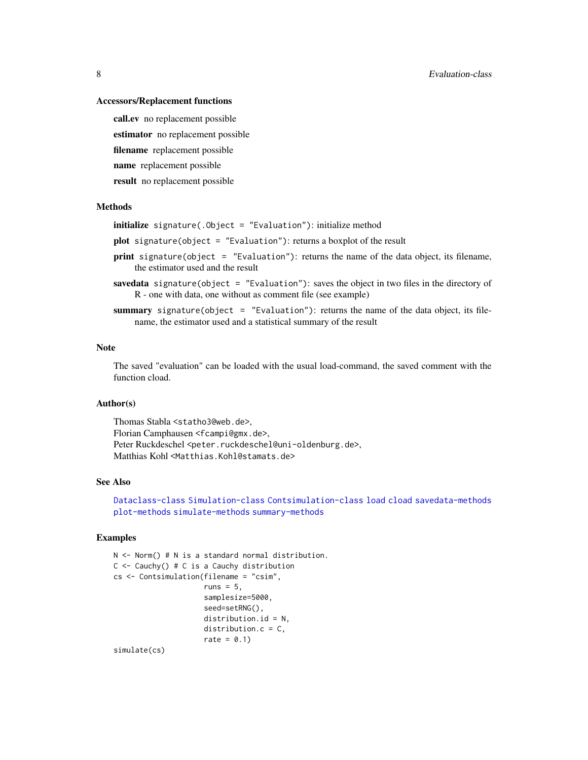### Accessors/Replacement functions

**call.ev** no replacement possible

**estimator** no replacement possible

**filename** replacement possible

**name** replacement possible

**result** no replacement possible

### Methods

**initialize** `signature(.Object = "Evaluation")`: initialize method

**plot** `signature(object = "Evaluation")`: returns a boxplot of the result

**print** `signature(object = "Evaluation")`: returns the name of the data object, its filename, the estimator used and the result

**savedata** `signature(object = "Evaluation")`: saves the object in two files in the directory of R - one with data, one without as comment file (see example)

**summary** `signature(object = "Evaluation")`: returns the name of the data object, its filename, the estimator used and a statistical summary of the result

### Note

The saved "evaluation" can be loaded with the usual load-command, the saved comment with the function cload.

### Author(s)

Thomas Stabla <statho3@web.de>,
Florian Camphausen <fcampi@gmx.de>,
Peter Ruckdeschel <peter.ruckdeschel@uni-oldenburg.de>,
Matthias Kohl <Matthias.Kohl@stamats.de>

### See Also

Dataclass-class Simulation-class Contsimulation-class load cload savedata-methods plot-methods simulate-methods summary-methods

### Examples

```
N <- Norm() # N is a standard normal distribution.
C <- Cauchy() # C is a Cauchy distribution
cs <- Contsimulation(filename = "csim",
                     runs = 5,
                     samplesize=5000,
                     seed=setRNG(),
                     distribution.id = N,
                     distribution.c = C,
                     rate = 0.1)
simulate(cs)
```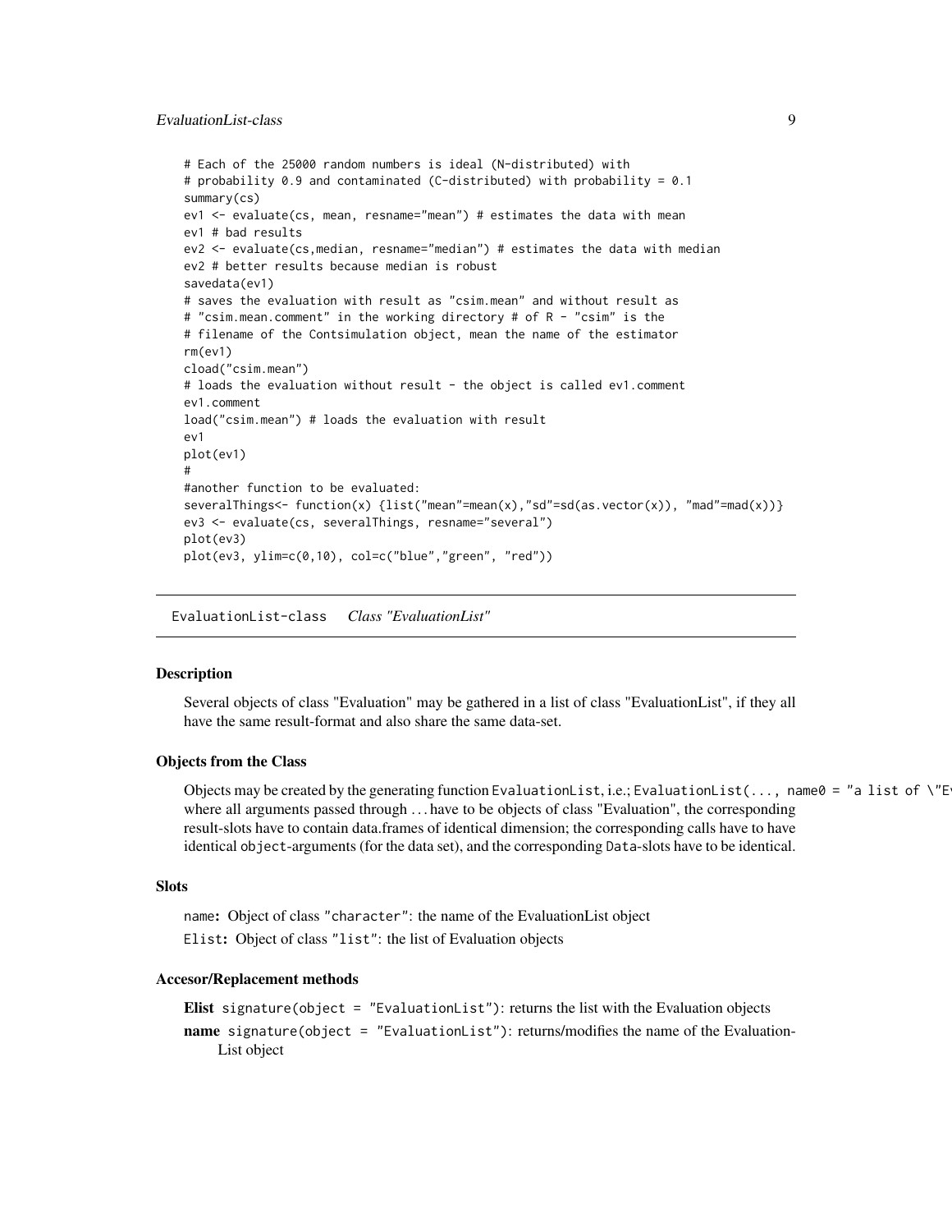```
# Each of the 25000 random numbers is ideal (N-distributed) with
# probability 0.9 and contaminated (C-distributed) with probability = 0.1
summary(cs)
ev1 <- evaluate(cs, mean, resname="mean") # estimates the data with mean
ev1 # bad results
ev2 <- evaluate(cs,median, resname="median") # estimates the data with median
ev2 # better results because median is robust
savedata(ev1)
# saves the evaluation with result as "csim.mean" and without result as
# "csim.mean.comment" in the working directory # of R - "csim" is the
# filename of the Contsimulation object, mean the name of the estimator
rm(ev1)
cload("csim.mean")
# loads the evaluation without result - the object is called ev1.comment
ev1.comment
load("csim.mean") # loads the evaluation with result
ev1
plot(ev1)
#
#another function to be evaluated:
severalThings<- function(x) {list("mean"=mean(x),"sd"=sd(as.vector(x)), "mad"=mad(x))}
ev3 <- evaluate(cs, severalThings, resname="several")
plot(ev3)
plot(ev3, ylim=c(0,10), col=c("blue","green", "red"))
```

## EvaluationList-class *Class "EvaluationList"*

### Description

Several objects of class "Evaluation" may be gathered in a list of class "EvaluationList", if they all have the same result-format and also share the same data-set.

### Objects from the Class

Objects may be created by the generating function `EvaluationList`, i.e.; `EvaluationList(..., name0 = "a list of \"E` where all arguments passed through ... have to be objects of class "Evaluation", the corresponding result-slots have to contain data.frames of identical dimension; the corresponding calls have to have identical `object`-arguments (for the data set), and the corresponding `Data`-slots have to be identical.

### Slots

`name`: Object of class `"character"`: the name of the EvaluationList object

`Elist`: Object of class `"list"`: the list of Evaluation objects

### Accesor/Replacement methods

**Elist** `signature(object = "EvaluationList")`: returns the list with the Evaluation objects

**name** `signature(object = "EvaluationList")`: returns/modifies the name of the EvaluationList object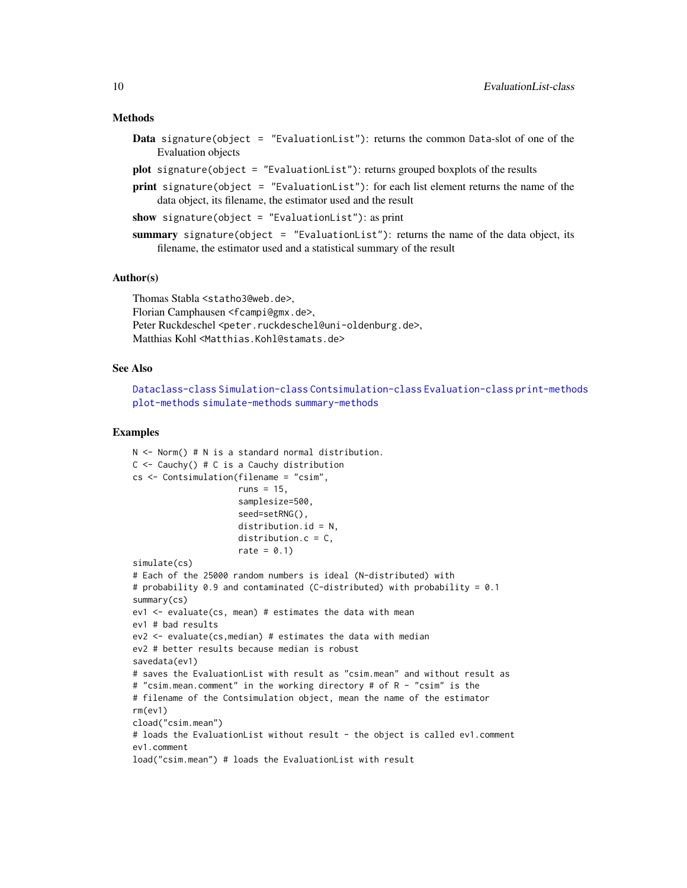### Methods

**Data** `signature(object = "EvaluationList")`: returns the common Data-slot of one of the Evaluation objects

**plot** `signature(object = "EvaluationList")`: returns grouped boxplots of the results

**print** `signature(object = "EvaluationList")`: for each list element returns the name of the data object, its filename, the estimator used and the result

**show** `signature(object = "EvaluationList")`: as print

**summary** `signature(object = "EvaluationList")`: returns the name of the data object, its filename, the estimator used and a statistical summary of the result

### Author(s)

Thomas Stabla <statho3@web.de>,
Florian Camphausen <fcampi@gmx.de>,
Peter Ruckdeschel <peter.ruckdeschel@uni-oldenburg.de>,
Matthias Kohl <Matthias.Kohl@stamats.de>

### See Also

Dataclass-class Simulation-class Contsimulation-class Evaluation-class print-methods plot-methods simulate-methods summary-methods

### Examples

```
N <- Norm() # N is a standard normal distribution.
C <- Cauchy() # C is a Cauchy distribution
cs <- Contsimulation(filename = "csim",
                     runs = 15,
                     samplesize=500,
                     seed=setRNG(),
                     distribution.id = N,
                     distribution.c = C,
                     rate = 0.1)
simulate(cs)
# Each of the 25000 random numbers is ideal (N-distributed) with
# probability 0.9 and contaminated (C-distributed) with probability = 0.1
summary(cs)
ev1 <- evaluate(cs, mean) # estimates the data with mean
ev1 # bad results
ev2 <- evaluate(cs,median) # estimates the data with median
ev2 # better results because median is robust
savedata(ev1)
# saves the EvaluationList with result as "csim.mean" and without result as
# "csim.mean.comment" in the working directory # of R - "csim" is the
# filename of the Contsimulation object, mean the name of the estimator
rm(ev1)
cload("csim.mean")
# loads the EvaluationList without result - the object is called ev1.comment
ev1.comment
load("csim.mean") # loads the EvaluationList with result
```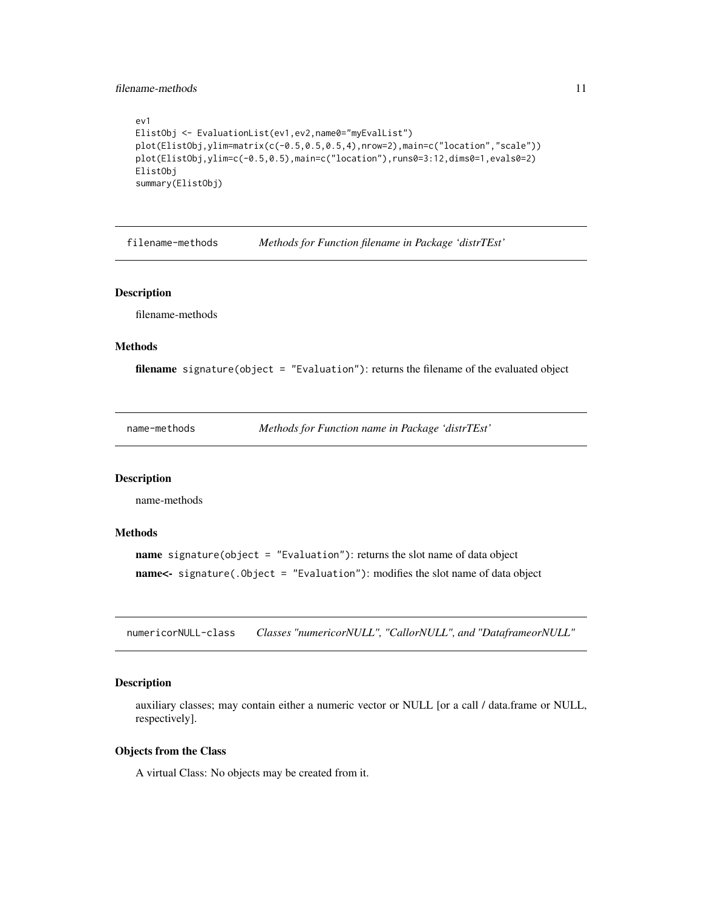```
ev1
ElistObj <- EvaluationList(ev1,ev2,name0="myEvalList")
plot(ElistObj,ylim=matrix(c(-0.5,0.5,0.5,4),nrow=2),main=c("location","scale"))
plot(ElistObj,ylim=c(-0.5,0.5),main=c("location"),runs0=3:12,dims0=1,evals0=2)
ElistObj
summary(ElistObj)
```

## filename-methods — *Methods for Function filename in Package 'distrTEst'*

### Description

filename-methods

### Methods

**filename** `signature(object = "Evaluation")`: returns the filename of the evaluated object

## name-methods — *Methods for Function name in Package 'distrTEst'*

### Description

name-methods

### Methods

**name** `signature(object = "Evaluation")`: returns the slot name of data object

**name<-** `signature(.Object = "Evaluation")`: modifies the slot name of data object

## numericorNULL-class — *Classes "numericorNULL", "CallorNULL", and "DataframeorNULL"*

### Description

auxiliary classes; may contain either a numeric vector or NULL [or a call / data.frame or NULL, respectively].

### Objects from the Class

A virtual Class: No objects may be created from it.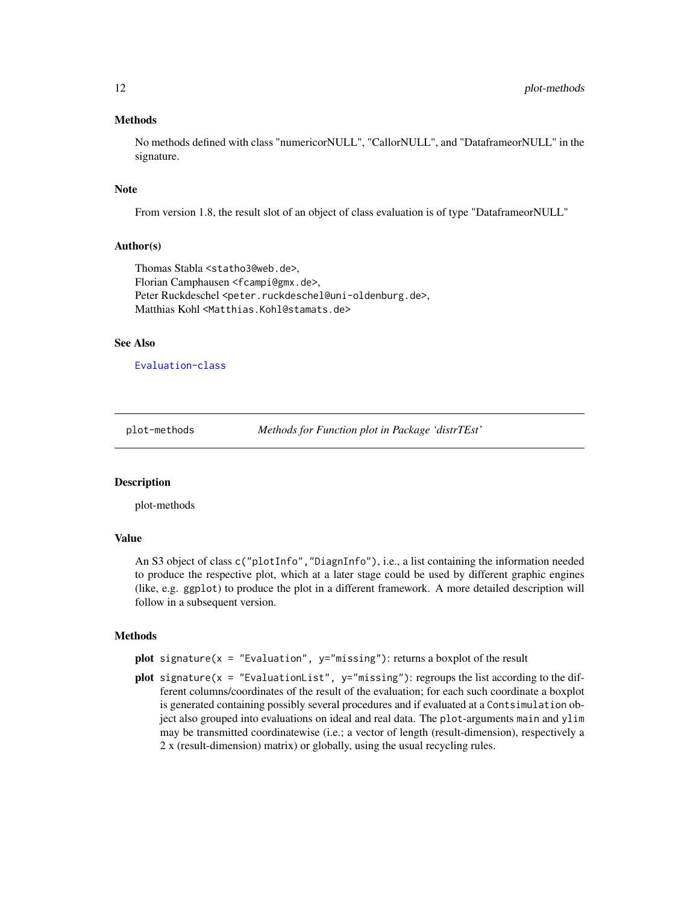### Methods

No methods defined with class "numericorNULL", "CallorNULL", and "DataframeorNULL" in the signature.

### Note

From version 1.8, the result slot of an object of class evaluation is of type "DataframeorNULL"

### Author(s)

Thomas Stabla <`statho3@web.de`>,
Florian Camphausen <`fcampi@gmx.de`>,
Peter Ruckdeschel <`peter.ruckdeschel@uni-oldenburg.de`>,
Matthias Kohl <`Matthias.Kohl@stamats.de`>

### See Also

`Evaluation-class`

---

## plot-methods — *Methods for Function plot in Package 'distrTEst'*

---

### Description

plot-methods

### Value

An S3 object of class `c("plotInfo","DiagnInfo")`, i.e., a list containing the information needed to produce the respective plot, which at a later stage could be used by different graphic engines (like, e.g. `ggplot`) to produce the plot in a different framework. A more detailed description will follow in a subsequent version.

### Methods

**plot** `signature(x = "Evaluation", y="missing")`: returns a boxplot of the result

**plot** `signature(x = "EvaluationList", y="missing")`: regroups the list according to the different columns/coordinates of the result of the evaluation; for each such coordinate a boxplot is generated containing possibly several procedures and if evaluated at a `Contsimulation` object also grouped into evaluations on ideal and real data. The `plot`-arguments `main` and `ylim` may be transmitted coordinatewise (i.e.; a vector of length (result-dimension), respectively a 2 x (result-dimension) matrix) or globally, using the usual recycling rules.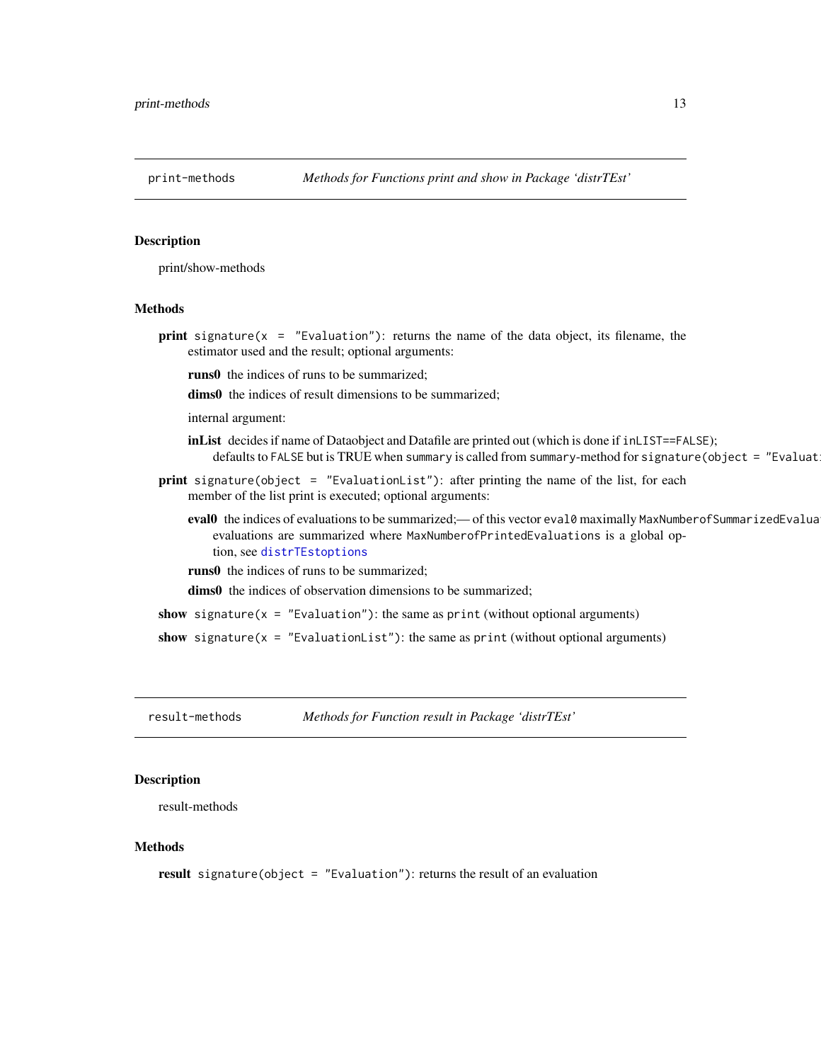## print-methods — *Methods for Functions print and show in Package 'distrTEst'*

### Description

print/show-methods

### Methods

**print** `signature(x = "Evaluation")`: returns the name of the data object, its filename, the estimator used and the result; optional arguments:

- **runs0** the indices of runs to be summarized;
- **dims0** the indices of result dimensions to be summarized;

internal argument:

- **inList** decides if name of Dataobject and Datafile are printed out (which is done if `inLIST==FALSE`); defaults to `FALSE` but is TRUE when `summary` is called from `summary`-method for `signature(object = "Evaluat`

**print** `signature(object = "EvaluationList")`: after printing the name of the list, for each member of the list print is executed; optional arguments:

- **eval0** the indices of evaluations to be summarized;— of this vector `eval0` maximally `MaxNumberofSummarizedEvalua` evaluations are summarized where `MaxNumberofPrintedEvaluations` is a global option, see `distrTEstoptions`
- **runs0** the indices of runs to be summarized;
- **dims0** the indices of observation dimensions to be summarized;

**show** `signature(x = "Evaluation")`: the same as `print` (without optional arguments)

**show** `signature(x = "EvaluationList")`: the same as `print` (without optional arguments)

## result-methods — *Methods for Function result in Package 'distrTEst'*

### Description

result-methods

### Methods

**result** `signature(object = "Evaluation")`: returns the result of an evaluation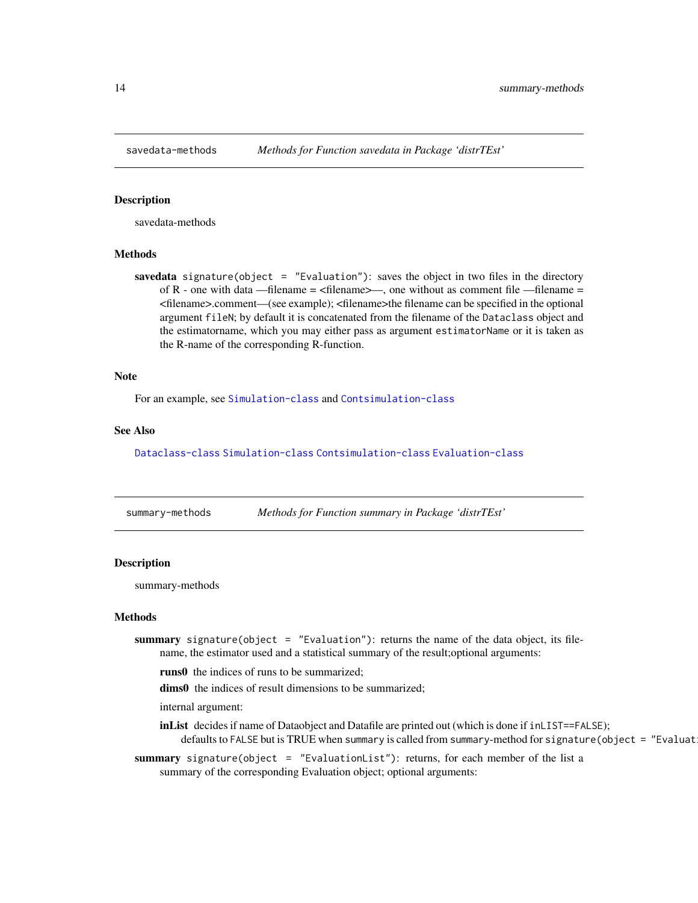## savedata-methods — *Methods for Function savedata in Package 'distrTEst'*

### Description

savedata-methods

### Methods

**savedata** `signature(object = "Evaluation")`: saves the object in two files in the directory of R - one with data —filename = <filename>—, one without as comment file —filename = <filename>.comment—(see example); <filename>the filename can be specified in the optional argument `fileN`; by default it is concatenated from the filename of the `Dataclass` object and the estimatorname, which you may either pass as argument `estimatorName` or it is taken as the R-name of the corresponding R-function.

### Note

For an example, see `Simulation-class` and `Contsimulation-class`

### See Also

`Dataclass-class` `Simulation-class` `Contsimulation-class` `Evaluation-class`

## summary-methods — *Methods for Function summary in Package 'distrTEst'*

### Description

summary-methods

### Methods

**summary** `signature(object = "Evaluation")`: returns the name of the data object, its filename, the estimator used and a statistical summary of the result;optional arguments:

**runs0** the indices of runs to be summarized;

**dims0** the indices of result dimensions to be summarized;

internal argument:

**inList** decides if name of Dataobject and Datafile are printed out (which is done if `inLIST==FALSE`); defaults to `FALSE` but is TRUE when `summary` is called from `summary`-method for `signature(object = "Evaluat`

**summary** `signature(object = "EvaluationList")`: returns, for each member of the list a summary of the corresponding Evaluation object; optional arguments: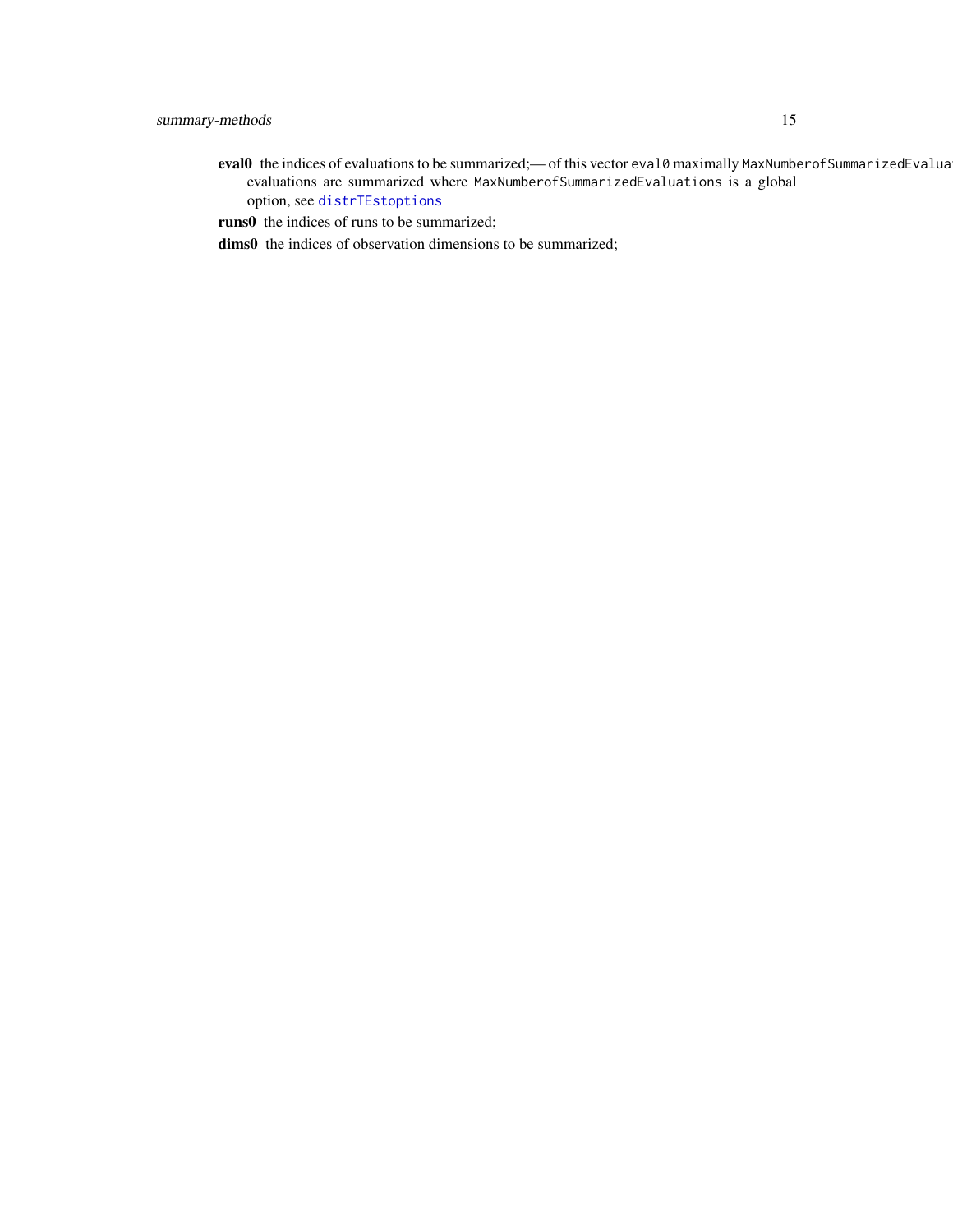**eval0** the indices of evaluations to be summarized;— of this vector `eval0` maximally `MaxNumberofSummarizedEvaluations` evaluations are summarized where `MaxNumberofSummarizedEvaluations` is a global option, see `distrTEstoptions`

**runs0** the indices of runs to be summarized;

**dims0** the indices of observation dimensions to be summarized;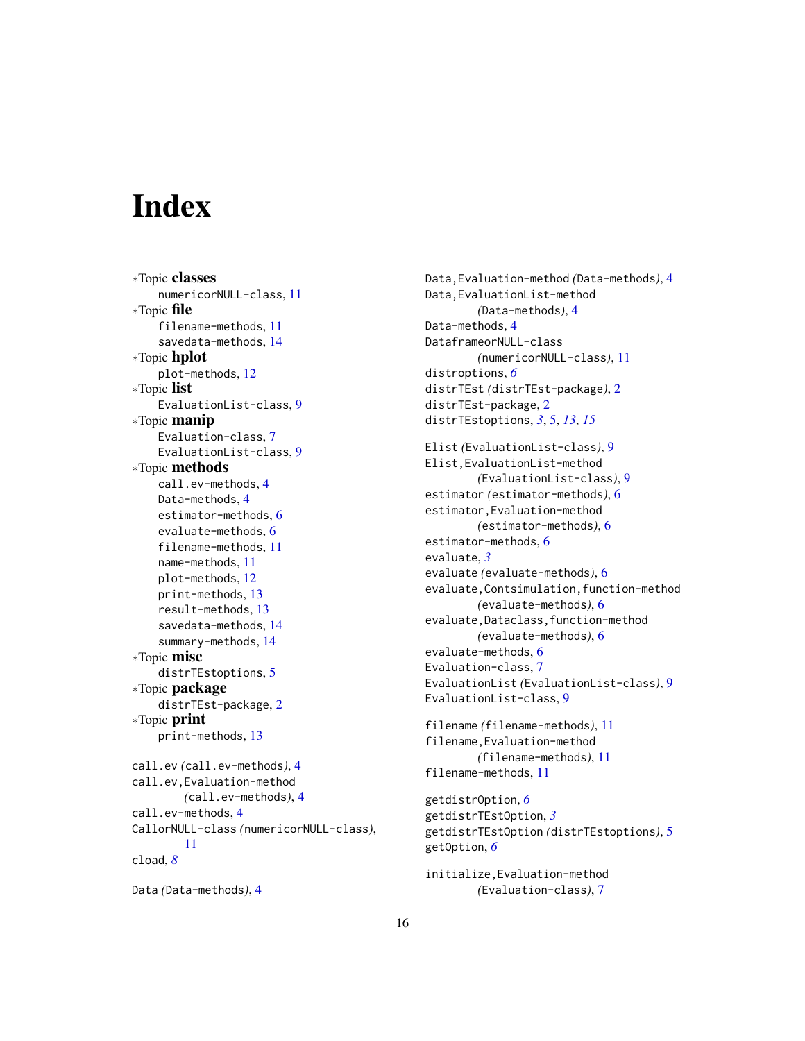# Index

∗Topic **classes**
  numericorNULL-class, 11
∗Topic **file**
  filename-methods, 11
  savedata-methods, 14
∗Topic **hplot**
  plot-methods, 12
∗Topic **list**
  EvaluationList-class, 9
∗Topic **manip**
  Evaluation-class, 7
  EvaluationList-class, 9
∗Topic **methods**
  call.ev-methods, 4
  Data-methods, 4
  estimator-methods, 6
  evaluate-methods, 6
  filename-methods, 11
  name-methods, 11
  plot-methods, 12
  print-methods, 13
  result-methods, 13
  savedata-methods, 14
  summary-methods, 14
∗Topic **misc**
  distrTEstoptions, 5
∗Topic **package**
  distrTEst-package, 2
∗Topic **print**
  print-methods, 13

call.ev *(*call.ev-methods*)*, 4
call.ev,Evaluation-method
  *(*call.ev-methods*)*, 4
call.ev-methods, 4
CallorNULL-class *(*numericorNULL-class*)*, 11
cload, *8*

Data *(*Data-methods*)*, 4
Data,Evaluation-method *(*Data-methods*)*, 4
Data,EvaluationList-method
  *(*Data-methods*)*, 4
Data-methods, 4
DataframeorNULL-class
  *(*numericorNULL-class*)*, 11
distroptions, *6*
distrTEst *(*distrTEst-package*)*, 2
distrTEst-package, 2
distrTEstoptions, *3*, 5, *13*, *15*

Elist *(*EvaluationList-class*)*, 9
Elist,EvaluationList-method
  *(*EvaluationList-class*)*, 9
estimator *(*estimator-methods*)*, 6
estimator,Evaluation-method
  *(*estimator-methods*)*, 6
estimator-methods, 6
evaluate, *3*
evaluate *(*evaluate-methods*)*, 6
evaluate,Contsimulation,function-method
  *(*evaluate-methods*)*, 6
evaluate,Dataclass,function-method
  *(*evaluate-methods*)*, 6
evaluate-methods, 6
Evaluation-class, 7
EvaluationList *(*EvaluationList-class*)*, 9
EvaluationList-class, 9

filename *(*filename-methods*)*, 11
filename,Evaluation-method
  *(*filename-methods*)*, 11
filename-methods, 11

getdistrOption, *6*
getdistrTEstOption, *3*
getdistrTEstOption *(*distrTEstoptions*)*, 5
getOption, *6*

initialize,Evaluation-method
  *(*Evaluation-class*)*, 7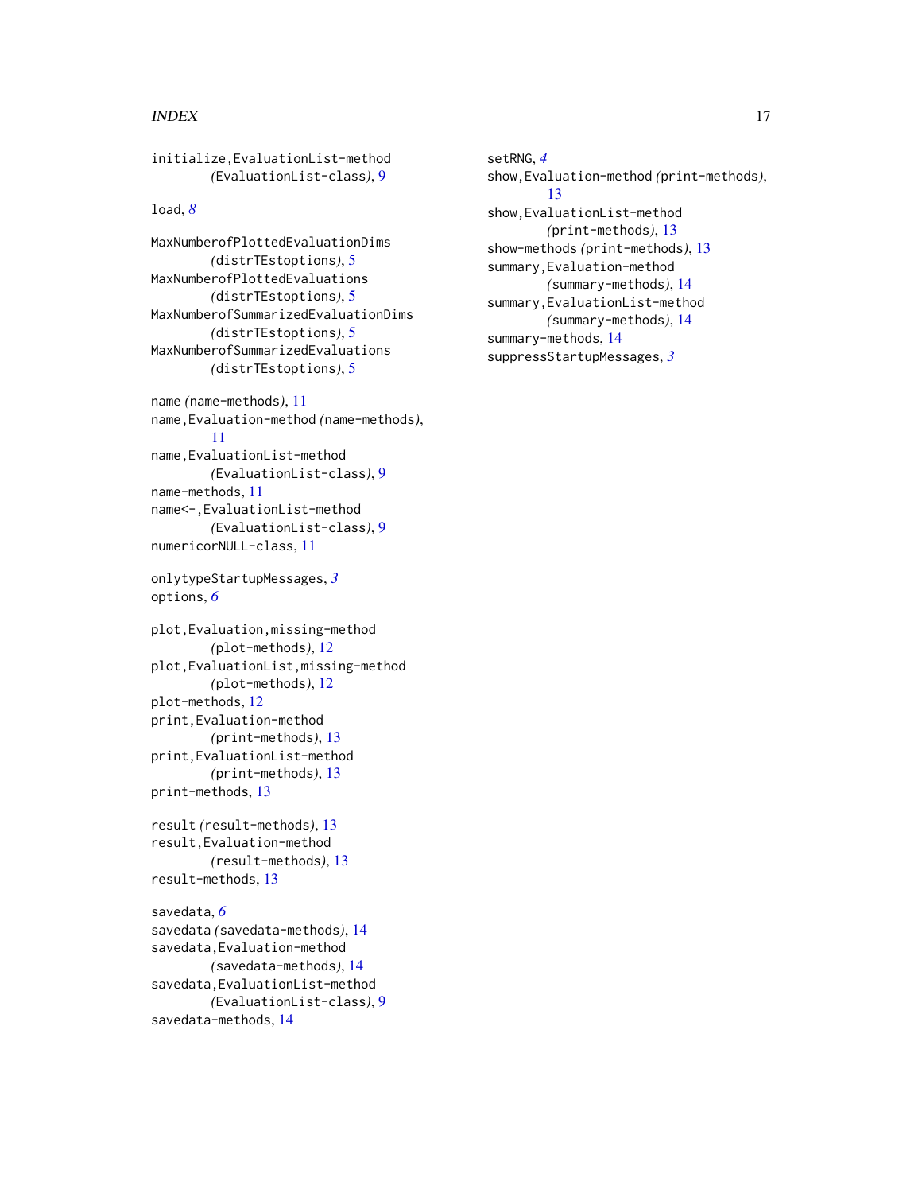initialize,EvaluationList-method (EvaluationList-class), 9

load, *8*

MaxNumberofPlottedEvaluationDims (distrTEstoptions), 5
MaxNumberofPlottedEvaluations (distrTEstoptions), 5
MaxNumberofSummarizedEvaluationDims (distrTEstoptions), 5
MaxNumberofSummarizedEvaluations (distrTEstoptions), 5

name (name-methods), 11
name,Evaluation-method (name-methods), 11
name,EvaluationList-method (EvaluationList-class), 9
name-methods, 11
name<-,EvaluationList-method (EvaluationList-class), 9
numericorNULL-class, 11

onlytypeStartupMessages, *3*
options, *6*

plot,Evaluation,missing-method (plot-methods), 12
plot,EvaluationList,missing-method (plot-methods), 12
plot-methods, 12
print,Evaluation-method (print-methods), 13
print,EvaluationList-method (print-methods), 13
print-methods, 13

result (result-methods), 13
result,Evaluation-method (result-methods), 13
result-methods, 13

savedata, *6*
savedata (savedata-methods), 14
savedata,Evaluation-method (savedata-methods), 14
savedata,EvaluationList-method (EvaluationList-class), 9
savedata-methods, 14
setRNG, *4*
show,Evaluation-method (print-methods), 13
show,EvaluationList-method (print-methods), 13
show-methods (print-methods), 13
summary,Evaluation-method (summary-methods), 14
summary,EvaluationList-method (summary-methods), 14
summary-methods, 14
suppressStartupMessages, *3*